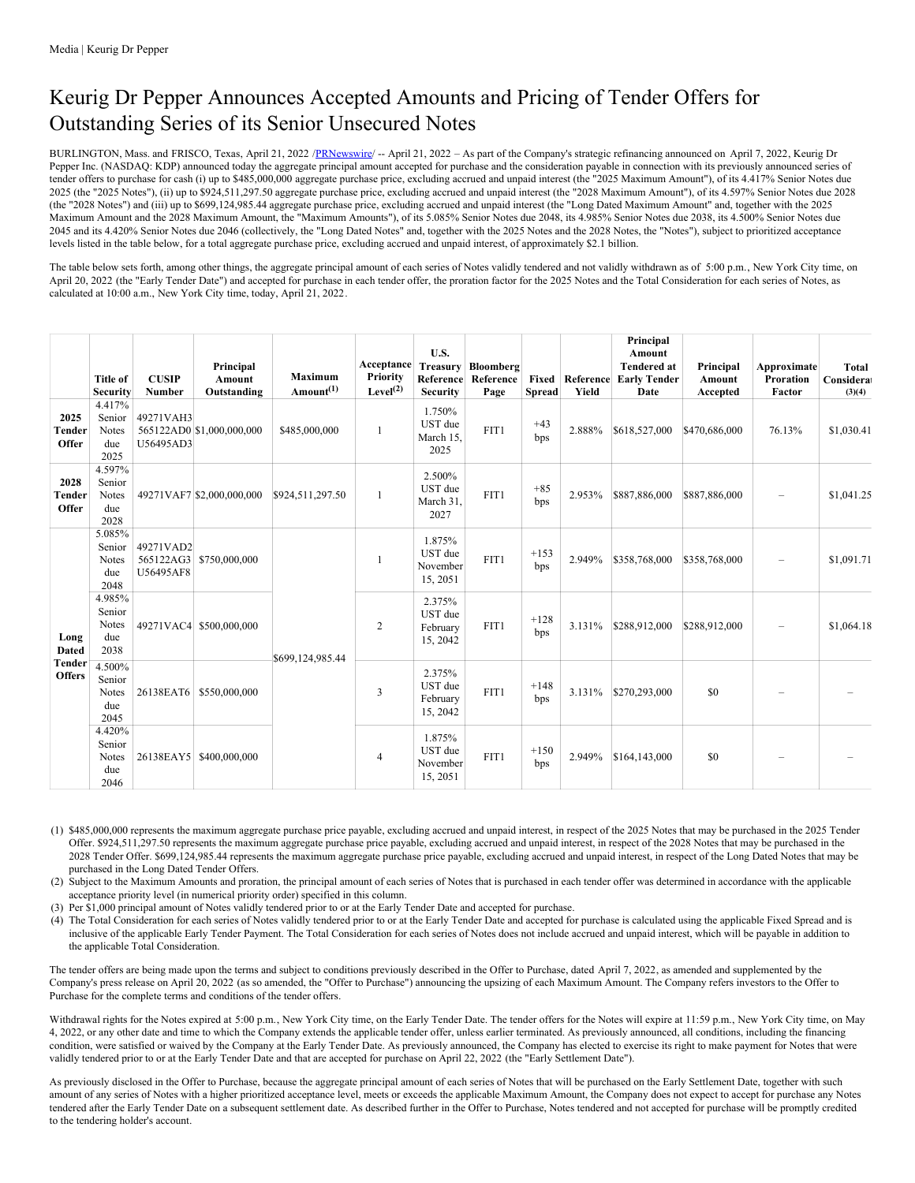Media | Keurig Dr Pepper

# Keurig Dr Pepper Announces Accepted Amounts and Pricing of Tender Offers for Outstanding Series of its Senior Unsecured Notes

BURLINGTON, Mass. and FRISCO, Texas, April 21, 2022 /PRNewswire/ -- April 21, 2022 – As part of the Company's strategic refinancing announced on April 7, 2022, Keurig Dr Pepper Inc. (NASDAQ: KDP) announced today the aggregate principal amount accepted for purchase and the consideration payable in connection with its previously announced series of tender offers to purchase for cash (i) up to $485,000,000 aggregate purchase price, excluding accrued and unpaid interest (the "2025 Maximum Amount"), of its 4.417% Senior Notes due 2025 (the "2025 Notes"), (ii) up to $924,511,297.50 aggregate purchase price, excluding accrued and unpaid interest (the "2028 Maximum Amount"), of its 4.597% Senior Notes due 2028 (the "2028 Notes") and (iii) up to $699,124,985.44 aggregate purchase price, excluding accrued and unpaid interest (the "Long Dated Maximum Amount" and, together with the 2025 Maximum Amount and the 2028 Maximum Amount, the "Maximum Amounts"), of its 5.085% Senior Notes due 2048, its 4.985% Senior Notes due 2038, its 4.500% Senior Notes due 2045 and its 4.420% Senior Notes due 2046 (collectively, the "Long Dated Notes" and, together with the 2025 Notes and the 2028 Notes, the "Notes"), subject to prioritized acceptance levels listed in the table below, for a total aggregate purchase price, excluding accrued and unpaid interest, of approximately $2.1 billion.

The table below sets forth, among other things, the aggregate principal amount of each series of Notes validly tendered and not validly withdrawn as of 5:00 p.m., New York City time, on April 20, 2022 (the "Early Tender Date") and accepted for purchase in each tender offer, the proration factor for the 2025 Notes and the Total Consideration for each series of Notes, as calculated at 10:00 a.m., New York City time, today, April 21, 2022.

| | Title of Security | CUSIP Number | Principal Amount Outstanding | Maximum Amount[(1)] | Acceptance Priority Level[(2)] | U.S. Treasury Reference Security | Bloomberg Reference Page | Fixed Spread | Reference Yield | Principal Amount Tendered at Early Tender Date | Principal Amount Accepted | Approximate Proration Factor | Total Considera[tion] [(3)(4)] |
|---|---|---|---|---|---|---|---|---|---|---|---|---|---|
| 2025 Tender Offer | 4.417% Senior Notes due 2025 | 49271VAH3 565122AD0 U56495AD3 | $1,000,000,000 | $485,000,000 | 1 | 1.750% UST due March 15, 2025 | FIT1 | +43 bps | 2.888% | $618,527,000 | $470,686,000 | 76.13% | $1,030.41 |
| 2028 Tender Offer | 4.597% Senior Notes due 2028 | 49271VAF7 | $2,000,000,000 | $924,511,297.50 | 1 | 2.500% UST due March 31, 2027 | FIT1 | +85 bps | 2.953% | $887,886,000 | $887,886,000 | – | $1,041.25 |
| Long Dated Tender Offers | 5.085% Senior Notes due 2048 | 49271VAD2 565122AG3 U56495AF8 | $750,000,000 | $699,124,985.44 | 1 | 1.875% UST due November 15, 2051 | FIT1 | +153 bps | 2.949% | $358,768,000 | $358,768,000 | – | $1,091.71 |
| | 4.985% Senior Notes due 2038 | 49271VAC4 | $500,000,000 | | 2 | 2.375% UST due February 15, 2042 | FIT1 | +128 bps | 3.131% | $288,912,000 | $288,912,000 | – | $1,064.18 |
| | 4.500% Senior Notes due 2045 | 26138EAT6 | $550,000,000 | | 3 | 2.375% UST due February 15, 2042 | FIT1 | +148 bps | 3.131% | $270,293,000 | $0 | – | – |
| | 4.420% Senior Notes due 2046 | 26138EAY5 | $400,000,000 | | 4 | 1.875% UST due November 15, 2051 | FIT1 | +150 bps | 2.949% | $164,143,000 | $0 | – | – |

(1) $485,000,000 represents the maximum aggregate purchase price payable, excluding accrued and unpaid interest, in respect of the 2025 Notes that may be purchased in the 2025 Tender Offer. $924,511,297.50 represents the maximum aggregate purchase price payable, excluding accrued and unpaid interest, in respect of the 2028 Notes that may be purchased in the 2028 Tender Offer. $699,124,985.44 represents the maximum aggregate purchase price payable, excluding accrued and unpaid interest, in respect of the Long Dated Notes that may be purchased in the Long Dated Tender Offers.

(2) Subject to the Maximum Amounts and proration, the principal amount of each series of Notes that is purchased in each tender offer was determined in accordance with the applicable acceptance priority level (in numerical priority order) specified in this column.

(3) Per $1,000 principal amount of Notes validly tendered prior to or at the Early Tender Date and accepted for purchase.

(4) The Total Consideration for each series of Notes validly tendered prior to or at the Early Tender Date and accepted for purchase is calculated using the applicable Fixed Spread and is inclusive of the applicable Early Tender Payment. The Total Consideration for each series of Notes does not include accrued and unpaid interest, which will be payable in addition to the applicable Total Consideration.

The tender offers are being made upon the terms and subject to conditions previously described in the Offer to Purchase, dated April 7, 2022, as amended and supplemented by the Company's press release on April 20, 2022 (as so amended, the "Offer to Purchase") announcing the upsizing of each Maximum Amount. The Company refers investors to the Offer to Purchase for the complete terms and conditions of the tender offers.

Withdrawal rights for the Notes expired at 5:00 p.m., New York City time, on the Early Tender Date. The tender offers for the Notes will expire at 11:59 p.m., New York City time, on May 4, 2022, or any other date and time to which the Company extends the applicable tender offer, unless earlier terminated. As previously announced, all conditions, including the financing condition, were satisfied or waived by the Company at the Early Tender Date. As previously announced, the Company has elected to exercise its right to make payment for Notes that were validly tendered prior to or at the Early Tender Date and that are accepted for purchase on April 22, 2022 (the "Early Settlement Date").

As previously disclosed in the Offer to Purchase, because the aggregate principal amount of each series of Notes that will be purchased on the Early Settlement Date, together with such amount of any series of Notes with a higher prioritized acceptance level, meets or exceeds the applicable Maximum Amount, the Company does not expect to accept for purchase any Notes tendered after the Early Tender Date on a subsequent settlement date. As described further in the Offer to Purchase, Notes tendered and not accepted for purchase will be promptly credited to the tendering holder's account.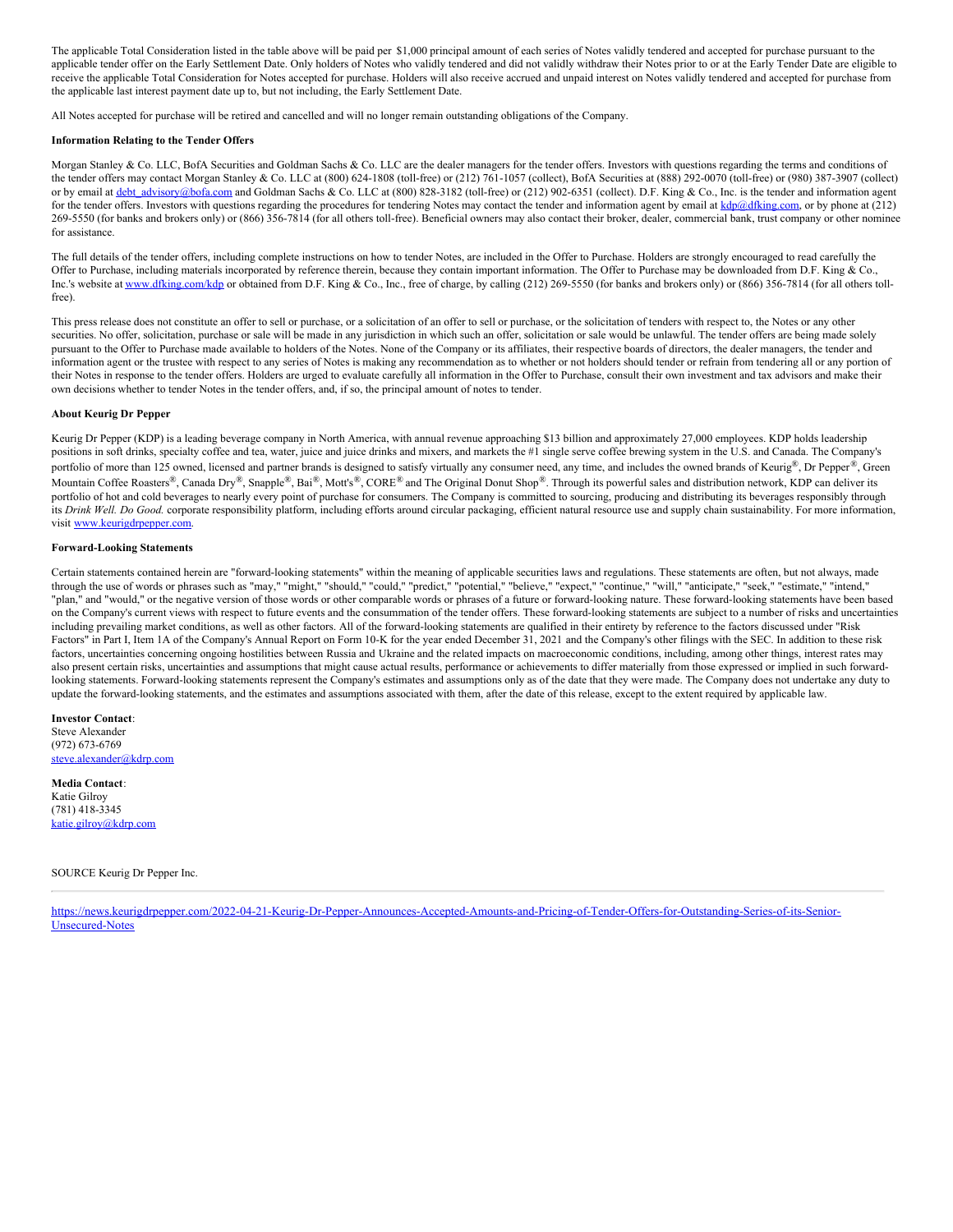The applicable Total Consideration listed in the table above will be paid per $1,000 principal amount of each series of Notes validly tendered and accepted for purchase pursuant to the applicable tender offer on the Early Settlement Date. Only holders of Notes who validly tendered and did not validly withdraw their Notes prior to or at the Early Tender Date are eligible to receive the applicable Total Consideration for Notes accepted for purchase. Holders will also receive accrued and unpaid interest on Notes validly tendered and accepted for purchase from the applicable last interest payment date up to, but not including, the Early Settlement Date.

All Notes accepted for purchase will be retired and cancelled and will no longer remain outstanding obligations of the Company.

**Information Relating to the Tender Offers**

Morgan Stanley & Co. LLC, BofA Securities and Goldman Sachs & Co. LLC are the dealer managers for the tender offers. Investors with questions regarding the terms and conditions of the tender offers may contact Morgan Stanley & Co. LLC at (800) 624-1808 (toll-free) or (212) 761-1057 (collect), BofA Securities at (888) 292-0070 (toll-free) or (980) 387-3907 (collect) or by email at debt_advisory@bofa.com and Goldman Sachs & Co. LLC at (800) 828-3182 (toll-free) or (212) 902-6351 (collect). D.F. King & Co., Inc. is the tender and information agent for the tender offers. Investors with questions regarding the procedures for tendering Notes may contact the tender and information agent by email at kdp@dfking.com, or by phone at (212) 269-5550 (for banks and brokers only) or (866) 356-7814 (for all others toll-free). Beneficial owners may also contact their broker, dealer, commercial bank, trust company or other nominee for assistance.

The full details of the tender offers, including complete instructions on how to tender Notes, are included in the Offer to Purchase. Holders are strongly encouraged to read carefully the Offer to Purchase, including materials incorporated by reference therein, because they contain important information. The Offer to Purchase may be downloaded from D.F. King & Co., Inc.'s website at www.dfking.com/kdp or obtained from D.F. King & Co., Inc., free of charge, by calling (212) 269-5550 (for banks and brokers only) or (866) 356-7814 (for all others toll-free).

This press release does not constitute an offer to sell or purchase, or a solicitation of an offer to sell or purchase, or the solicitation of tenders with respect to, the Notes or any other securities. No offer, solicitation, purchase or sale will be made in any jurisdiction in which such an offer, solicitation or sale would be unlawful. The tender offers are being made solely pursuant to the Offer to Purchase made available to holders of the Notes. None of the Company or its affiliates, their respective boards of directors, the dealer managers, the tender and information agent or the trustee with respect to any series of Notes is making any recommendation as to whether or not holders should tender or refrain from tendering all or any portion of their Notes in response to the tender offers. Holders are urged to evaluate carefully all information in the Offer to Purchase, consult their own investment and tax advisors and make their own decisions whether to tender Notes in the tender offers, and, if so, the principal amount of notes to tender.

**About Keurig Dr Pepper**

Keurig Dr Pepper (KDP) is a leading beverage company in North America, with annual revenue approaching $13 billion and approximately 27,000 employees. KDP holds leadership positions in soft drinks, specialty coffee and tea, water, juice and juice drinks and mixers, and markets the #1 single serve coffee brewing system in the U.S. and Canada. The Company's portfolio of more than 125 owned, licensed and partner brands is designed to satisfy virtually any consumer need, any time, and includes the owned brands of Keurig®, Dr Pepper®, Green Mountain Coffee Roasters®, Canada Dry®, Snapple®, Bai®, Mott's®, CORE® and The Original Donut Shop®. Through its powerful sales and distribution network, KDP can deliver its portfolio of hot and cold beverages to nearly every point of purchase for consumers. The Company is committed to sourcing, producing and distributing its beverages responsibly through its *Drink Well. Do Good.* corporate responsibility platform, including efforts around circular packaging, efficient natural resource use and supply chain sustainability. For more information, visit www.keurigdrpepper.com.

**Forward-Looking Statements**

Certain statements contained herein are "forward-looking statements" within the meaning of applicable securities laws and regulations. These statements are often, but not always, made through the use of words or phrases such as "may," "might," "should," "could," "predict," "potential," "believe," "expect," "continue," "will," "anticipate," "seek," "estimate," "intend," "plan," and "would," or the negative version of those words or other comparable words or phrases of a future or forward-looking nature. These forward-looking statements have been based on the Company's current views with respect to future events and the consummation of the tender offers. These forward-looking statements are subject to a number of risks and uncertainties including prevailing market conditions, as well as other factors. All of the forward-looking statements are qualified in their entirety by reference to the factors discussed under "Risk Factors" in Part I, Item 1A of the Company's Annual Report on Form 10-K for the year ended December 31, 2021 and the Company's other filings with the SEC. In addition to these risk factors, uncertainties concerning ongoing hostilities between Russia and Ukraine and the related impacts on macroeconomic conditions, including, among other things, interest rates may also present certain risks, uncertainties and assumptions that might cause actual results, performance or achievements to differ materially from those expressed or implied in such forward-looking statements. Forward-looking statements represent the Company's estimates and assumptions only as of the date that they were made. The Company does not undertake any duty to update the forward-looking statements, and the estimates and assumptions associated with them, after the date of this release, except to the extent required by applicable law.

**Investor Contact**:
Steve Alexander
(972) 673-6769
steve.alexander@kdrp.com

**Media Contact**:
Katie Gilroy
(781) 418-3345
katie.gilroy@kdrp.com

SOURCE Keurig Dr Pepper Inc.

https://news.keurigdrpepper.com/2022-04-21-Keurig-Dr-Pepper-Announces-Accepted-Amounts-and-Pricing-of-Tender-Offers-for-Outstanding-Series-of-its-Senior-Unsecured-Notes